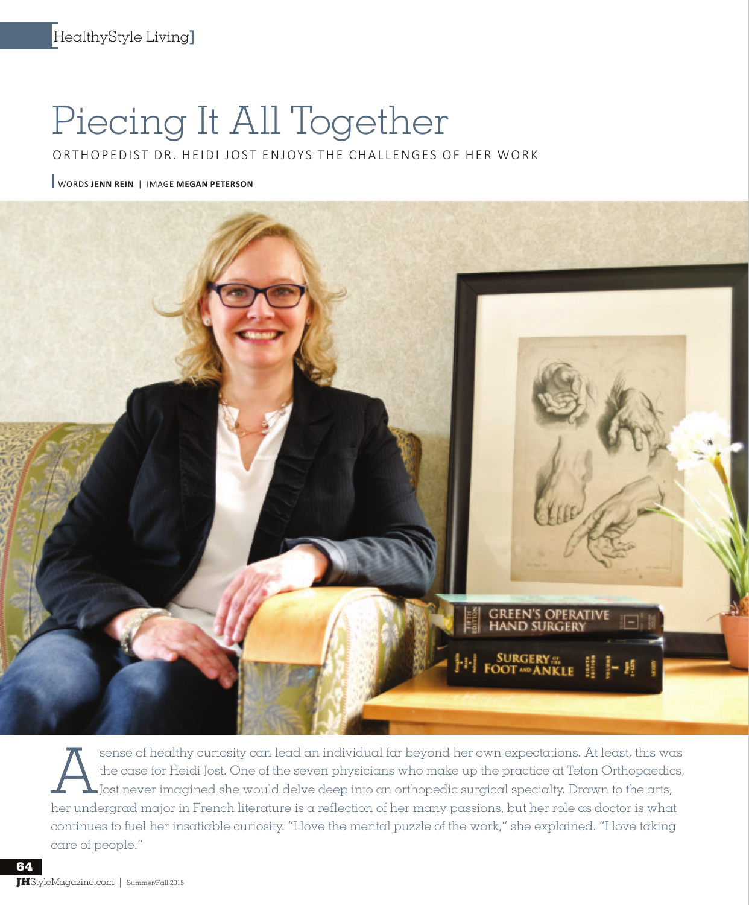# Piecing It All Together

ORTHOPEDIST DR. HEIDI JOST ENJOYS THE CHALLENGES OF HER WORK

WORDS **JENN REIN** | IMAGE **MEGAN PETERSON**

A sense of healthy curiosity can lead an individual far beyond her own expectations. At least, this was the case for Heidi Jost. One of the seven physicians who make up the practice at Teton Orthopaedics, Jost never imagined she would delve deep into an orthopedic surgical specialty. Drawn to the arts, her undergrad major in French literature is a reflection of her many passions, but her role as doctor is what continues to fuel her insatiable curiosity. "I love the mental puzzle of the work," she explained. "I love taking care of people."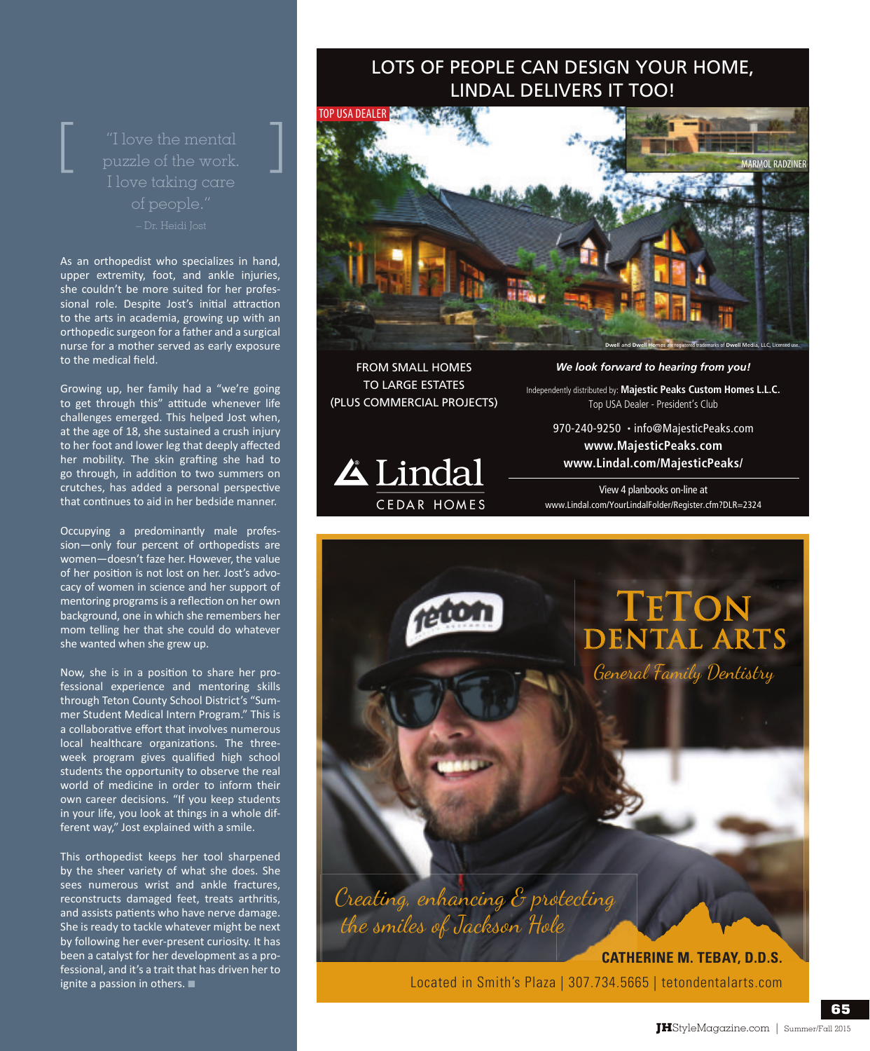> "I love the mental puzzle of the work. I love taking care of people."
>
> – Dr. Heidi Jost

As an orthopedist who specializes in hand, upper extremity, foot, and ankle injuries, she couldn't be more suited for her professional role. Despite Jost's initial attraction to the arts in academia, growing up with an orthopedic surgeon for a father and a surgical nurse for a mother served as early exposure to the medical field.

Growing up, her family had a "we're going to get through this" attitude whenever life challenges emerged. This helped Jost when, at the age of 18, she sustained a crush injury to her foot and lower leg that deeply affected her mobility. The skin grafting she had to go through, in addition to two summers on crutches, has added a personal perspective that continues to aid in her bedside manner.

Occupying a predominantly male profession—only four percent of orthopedists are women—doesn't faze her. However, the value of her position is not lost on her. Jost's advocacy of women in science and her support of mentoring programs is a reflection on her own background, one in which she remembers her mom telling her that she could do whatever she wanted when she grew up.

Now, she is in a position to share her professional experience and mentoring skills through Teton County School District's "Summer Student Medical Intern Program." This is a collaborative effort that involves numerous local healthcare organizations. The three-week program gives qualified high school students the opportunity to observe the real world of medicine in order to inform their own career decisions. "If you keep students in your life, you look at things in a whole different way," Jost explained with a smile.

This orthopedist keeps her tool sharpened by the sheer variety of what she does. She sees numerous wrist and ankle fractures, reconstructs damaged feet, treats arthritis, and assists patients who have nerve damage. She is ready to tackle whatever might be next by following her ever-present curiosity. It has been a catalyst for her development as a professional, and it's a trait that has driven her to ignite a passion in others. ■

LOTS OF PEOPLE CAN DESIGN YOUR HOME, LINDAL DELIVERS IT TOO!

TOP USA DEALER

MARMOL RADZINER

Dwell and Dwell Homes are registered trademarks of Dwell Media, LLC, Licensed use.

FROM SMALL HOMES TO LARGE ESTATES (PLUS COMMERCIAL PROJECTS)

Lindal CEDAR HOMES

*We look forward to hearing from you!*

Independently distributed by: **Majestic Peaks Custom Homes L.L.C.**
Top USA Dealer - President's Club

970-240-9250 • info@MajesticPeaks.com
**www.MajesticPeaks.com**
**www.Lindal.com/MajesticPeaks/**

View 4 planbooks on-line at
www.Lindal.com/YourLindalFolder/Register.cfm?DLR=2324

TETON DENTAL ARTS
*General Family Dentistry*

*Creating, enhancing & protecting the smiles of Jackson Hole*

**CATHERINE M. TEBAY, D.D.S.**

Located in Smith's Plaza | 307.734.5665 | tetondentalarts.com